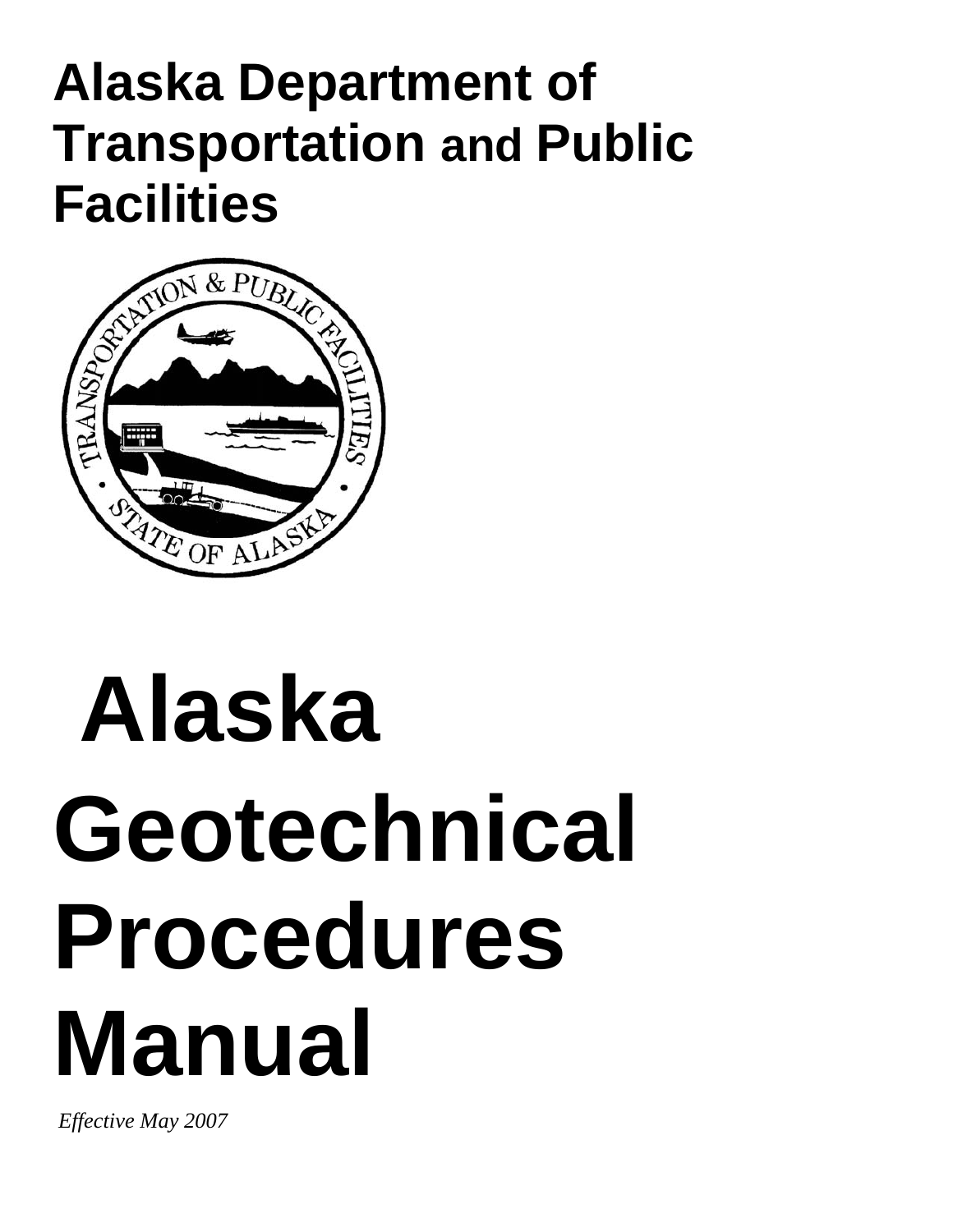# Alaska Department of Transportation and Public Facilities

# Alaska Geotechnical Procedures Manual

*Effective May 2007*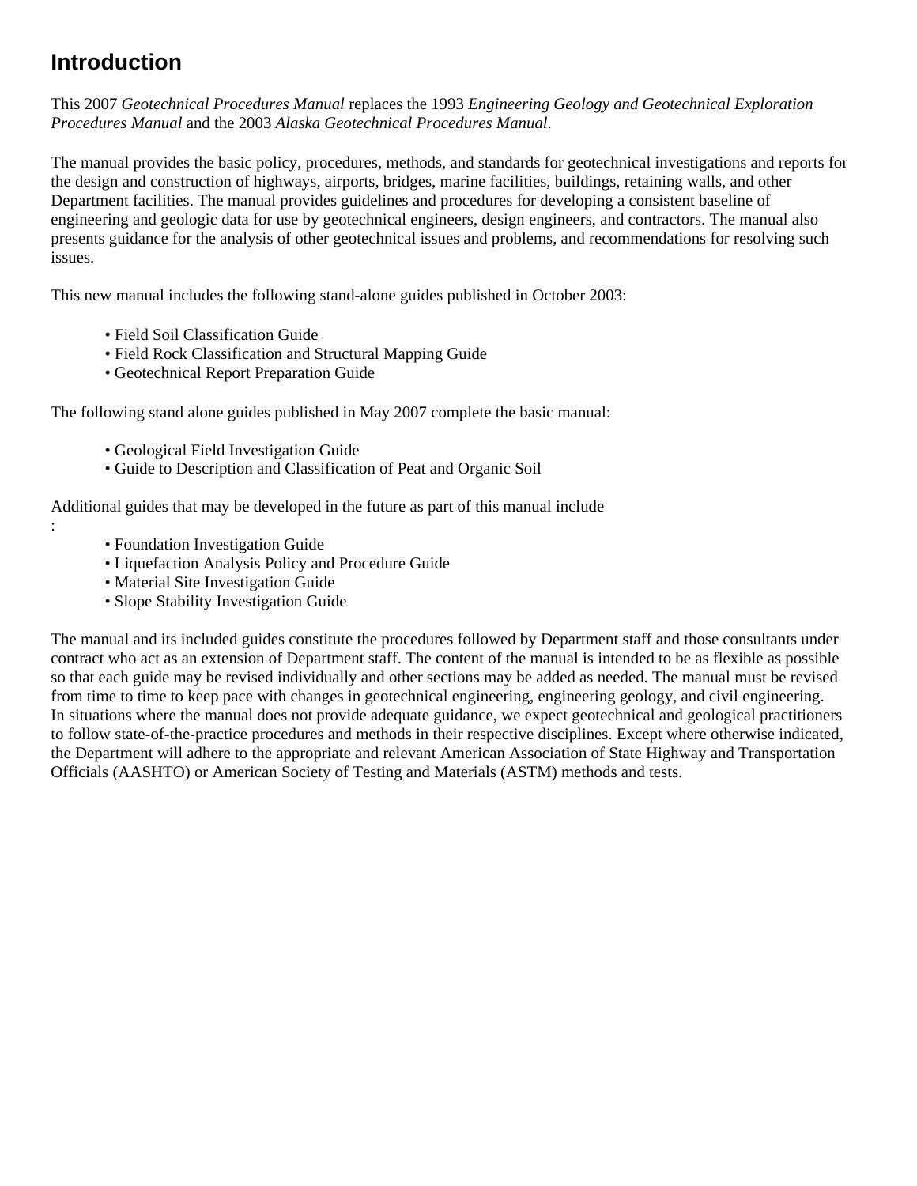# Introduction

This 2007 *Geotechnical Procedures Manual* replaces the 1993 *Engineering Geology and Geotechnical Exploration Procedures Manual* and the 2003 *Alaska Geotechnical Procedures Manual*.

The manual provides the basic policy, procedures, methods, and standards for geotechnical investigations and reports for the design and construction of highways, airports, bridges, marine facilities, buildings, retaining walls, and other Department facilities. The manual provides guidelines and procedures for developing a consistent baseline of engineering and geologic data for use by geotechnical engineers, design engineers, and contractors. The manual also presents guidance for the analysis of other geotechnical issues and problems, and recommendations for resolving such issues.

This new manual includes the following stand-alone guides published in October 2003:

- Field Soil Classification Guide
- Field Rock Classification and Structural Mapping Guide
- Geotechnical Report Preparation Guide

The following stand alone guides published in May 2007 complete the basic manual:

- Geological Field Investigation Guide
- Guide to Description and Classification of Peat and Organic Soil

Additional guides that may be developed in the future as part of this manual include
:

- Foundation Investigation Guide
- Liquefaction Analysis Policy and Procedure Guide
- Material Site Investigation Guide
- Slope Stability Investigation Guide

The manual and its included guides constitute the procedures followed by Department staff and those consultants under contract who act as an extension of Department staff. The content of the manual is intended to be as flexible as possible so that each guide may be revised individually and other sections may be added as needed. The manual must be revised from time to time to keep pace with changes in geotechnical engineering, engineering geology, and civil engineering. In situations where the manual does not provide adequate guidance, we expect geotechnical and geological practitioners to follow state-of-the-practice procedures and methods in their respective disciplines. Except where otherwise indicated, the Department will adhere to the appropriate and relevant American Association of State Highway and Transportation Officials (AASHTO) or American Society of Testing and Materials (ASTM) methods and tests.